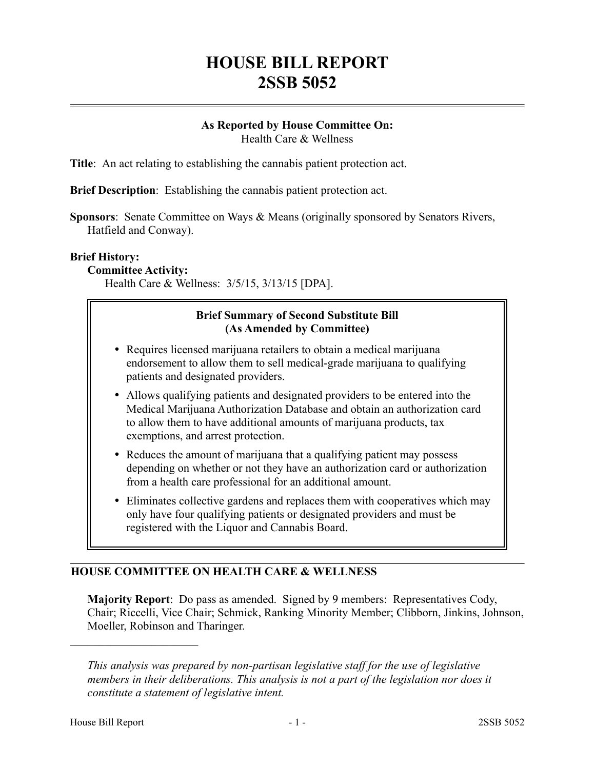# HOUSE BILL REPORT
# 2SSB 5052

**As Reported by House Committee On:**
Health Care & Wellness

**Title**: An act relating to establishing the cannabis patient protection act.

**Brief Description**: Establishing the cannabis patient protection act.

**Sponsors**: Senate Committee on Ways & Means (originally sponsored by Senators Rivers, Hatfield and Conway).

**Brief History:**

**Committee Activity:**

Health Care & Wellness: 3/5/15, 3/13/15 [DPA].

**Brief Summary of Second Substitute Bill**
**(As Amended by Committee)**

- Requires licensed marijuana retailers to obtain a medical marijuana endorsement to allow them to sell medical-grade marijuana to qualifying patients and designated providers.
- Allows qualifying patients and designated providers to be entered into the Medical Marijuana Authorization Database and obtain an authorization card to allow them to have additional amounts of marijuana products, tax exemptions, and arrest protection.
- Reduces the amount of marijuana that a qualifying patient may possess depending on whether or not they have an authorization card or authorization from a health care professional for an additional amount.
- Eliminates collective gardens and replaces them with cooperatives which may only have four qualifying patients or designated providers and must be registered with the Liquor and Cannabis Board.

## HOUSE COMMITTEE ON HEALTH CARE & WELLNESS

**Majority Report**: Do pass as amended. Signed by 9 members: Representatives Cody, Chair; Riccelli, Vice Chair; Schmick, Ranking Minority Member; Clibborn, Jinkins, Johnson, Moeller, Robinson and Tharinger.

---

*This analysis was prepared by non-partisan legislative staff for the use of legislative members in their deliberations. This analysis is not a part of the legislation nor does it constitute a statement of legislative intent.*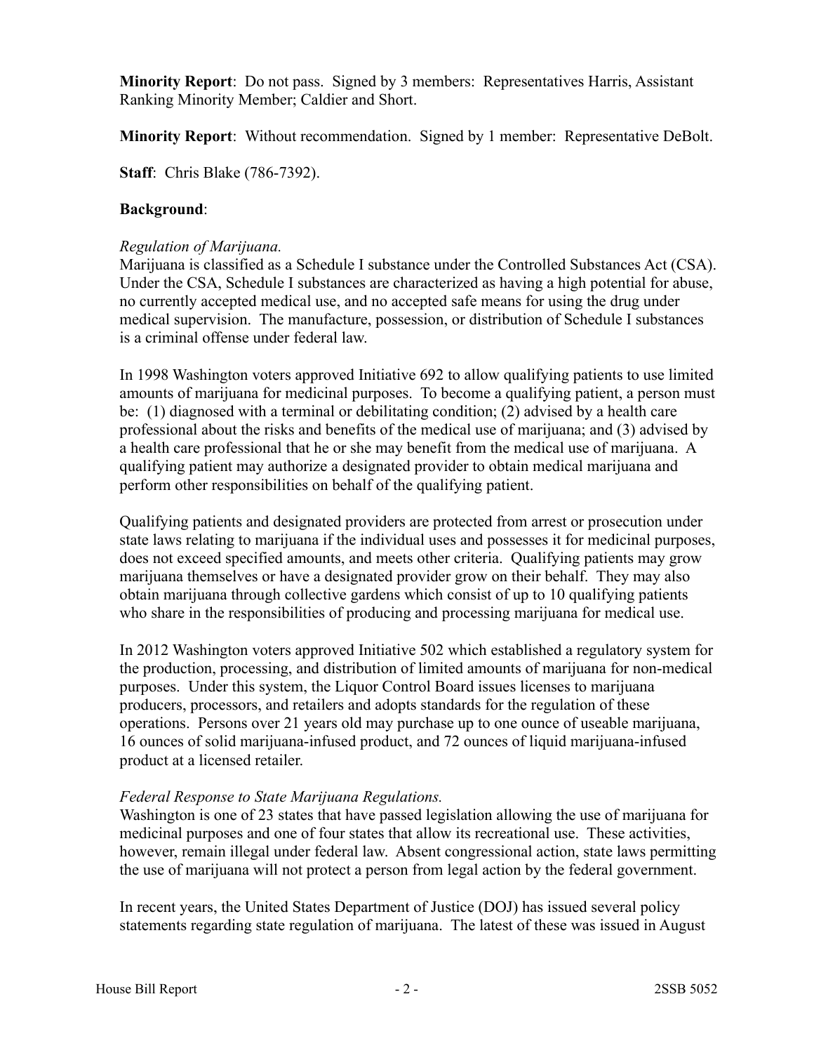**Minority Report**: Do not pass. Signed by 3 members: Representatives Harris, Assistant Ranking Minority Member; Caldier and Short.

**Minority Report**: Without recommendation. Signed by 1 member: Representative DeBolt.

**Staff**: Chris Blake (786-7392).

**Background**:

*Regulation of Marijuana.*

Marijuana is classified as a Schedule I substance under the Controlled Substances Act (CSA). Under the CSA, Schedule I substances are characterized as having a high potential for abuse, no currently accepted medical use, and no accepted safe means for using the drug under medical supervision. The manufacture, possession, or distribution of Schedule I substances is a criminal offense under federal law.

In 1998 Washington voters approved Initiative 692 to allow qualifying patients to use limited amounts of marijuana for medicinal purposes. To become a qualifying patient, a person must be: (1) diagnosed with a terminal or debilitating condition; (2) advised by a health care professional about the risks and benefits of the medical use of marijuana; and (3) advised by a health care professional that he or she may benefit from the medical use of marijuana. A qualifying patient may authorize a designated provider to obtain medical marijuana and perform other responsibilities on behalf of the qualifying patient.

Qualifying patients and designated providers are protected from arrest or prosecution under state laws relating to marijuana if the individual uses and possesses it for medicinal purposes, does not exceed specified amounts, and meets other criteria. Qualifying patients may grow marijuana themselves or have a designated provider grow on their behalf. They may also obtain marijuana through collective gardens which consist of up to 10 qualifying patients who share in the responsibilities of producing and processing marijuana for medical use.

In 2012 Washington voters approved Initiative 502 which established a regulatory system for the production, processing, and distribution of limited amounts of marijuana for non-medical purposes. Under this system, the Liquor Control Board issues licenses to marijuana producers, processors, and retailers and adopts standards for the regulation of these operations. Persons over 21 years old may purchase up to one ounce of useable marijuana, 16 ounces of solid marijuana-infused product, and 72 ounces of liquid marijuana-infused product at a licensed retailer.

*Federal Response to State Marijuana Regulations.*

Washington is one of 23 states that have passed legislation allowing the use of marijuana for medicinal purposes and one of four states that allow its recreational use. These activities, however, remain illegal under federal law. Absent congressional action, state laws permitting the use of marijuana will not protect a person from legal action by the federal government.

In recent years, the United States Department of Justice (DOJ) has issued several policy statements regarding state regulation of marijuana. The latest of these was issued in August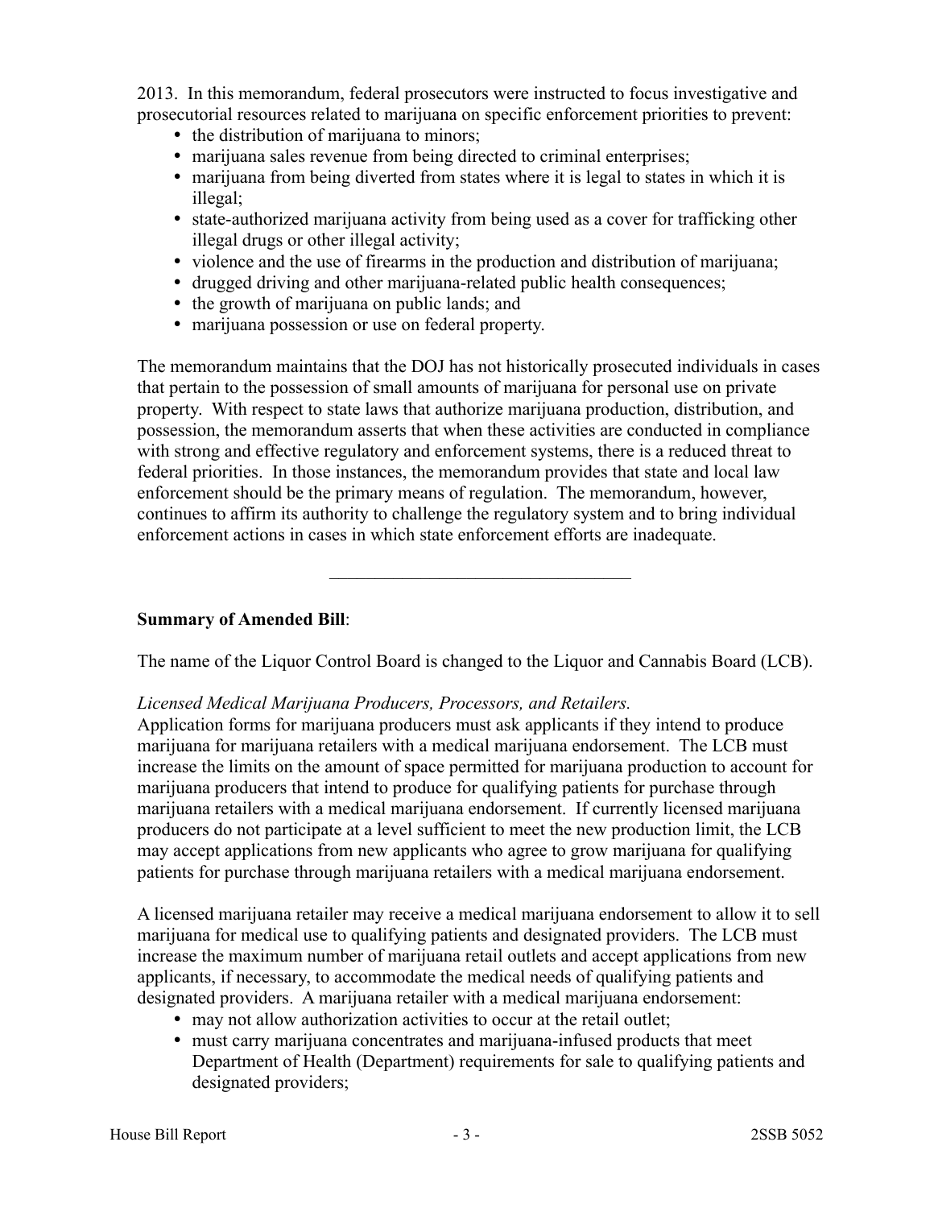2013. In this memorandum, federal prosecutors were instructed to focus investigative and prosecutorial resources related to marijuana on specific enforcement priorities to prevent:

- the distribution of marijuana to minors;
- marijuana sales revenue from being directed to criminal enterprises;
- marijuana from being diverted from states where it is legal to states in which it is illegal;
- state-authorized marijuana activity from being used as a cover for trafficking other illegal drugs or other illegal activity;
- violence and the use of firearms in the production and distribution of marijuana;
- drugged driving and other marijuana-related public health consequences;
- the growth of marijuana on public lands; and
- marijuana possession or use on federal property.

The memorandum maintains that the DOJ has not historically prosecuted individuals in cases that pertain to the possession of small amounts of marijuana for personal use on private property. With respect to state laws that authorize marijuana production, distribution, and possession, the memorandum asserts that when these activities are conducted in compliance with strong and effective regulatory and enforcement systems, there is a reduced threat to federal priorities. In those instances, the memorandum provides that state and local law enforcement should be the primary means of regulation. The memorandum, however, continues to affirm its authority to challenge the regulatory system and to bring individual enforcement actions in cases in which state enforcement efforts are inadequate.

---

**Summary of Amended Bill**:

The name of the Liquor Control Board is changed to the Liquor and Cannabis Board (LCB).

*Licensed Medical Marijuana Producers, Processors, and Retailers.*

Application forms for marijuana producers must ask applicants if they intend to produce marijuana for marijuana retailers with a medical marijuana endorsement. The LCB must increase the limits on the amount of space permitted for marijuana production to account for marijuana producers that intend to produce for qualifying patients for purchase through marijuana retailers with a medical marijuana endorsement. If currently licensed marijuana producers do not participate at a level sufficient to meet the new production limit, the LCB may accept applications from new applicants who agree to grow marijuana for qualifying patients for purchase through marijuana retailers with a medical marijuana endorsement.

A licensed marijuana retailer may receive a medical marijuana endorsement to allow it to sell marijuana for medical use to qualifying patients and designated providers. The LCB must increase the maximum number of marijuana retail outlets and accept applications from new applicants, if necessary, to accommodate the medical needs of qualifying patients and designated providers. A marijuana retailer with a medical marijuana endorsement:

- may not allow authorization activities to occur at the retail outlet;
- must carry marijuana concentrates and marijuana-infused products that meet Department of Health (Department) requirements for sale to qualifying patients and designated providers;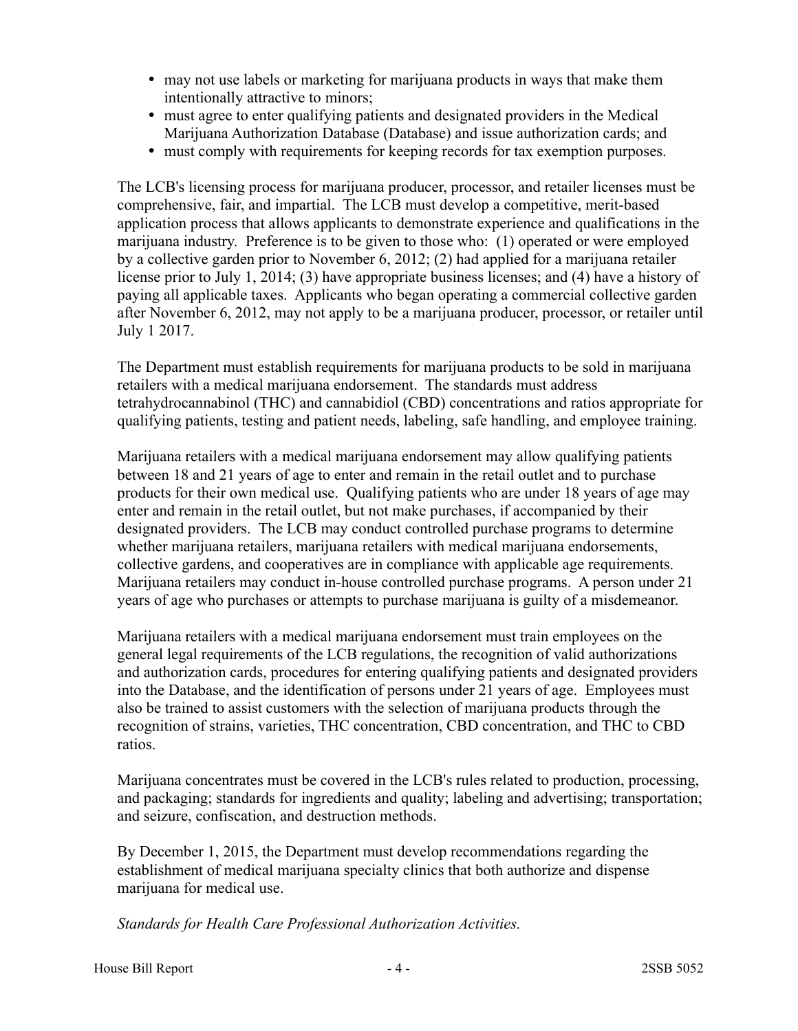- may not use labels or marketing for marijuana products in ways that make them intentionally attractive to minors;
- must agree to enter qualifying patients and designated providers in the Medical Marijuana Authorization Database (Database) and issue authorization cards; and
- must comply with requirements for keeping records for tax exemption purposes.

The LCB's licensing process for marijuana producer, processor, and retailer licenses must be comprehensive, fair, and impartial. The LCB must develop a competitive, merit-based application process that allows applicants to demonstrate experience and qualifications in the marijuana industry. Preference is to be given to those who: (1) operated or were employed by a collective garden prior to November 6, 2012; (2) had applied for a marijuana retailer license prior to July 1, 2014; (3) have appropriate business licenses; and (4) have a history of paying all applicable taxes. Applicants who began operating a commercial collective garden after November 6, 2012, may not apply to be a marijuana producer, processor, or retailer until July 1 2017.

The Department must establish requirements for marijuana products to be sold in marijuana retailers with a medical marijuana endorsement. The standards must address tetrahydrocannabinol (THC) and cannabidiol (CBD) concentrations and ratios appropriate for qualifying patients, testing and patient needs, labeling, safe handling, and employee training.

Marijuana retailers with a medical marijuana endorsement may allow qualifying patients between 18 and 21 years of age to enter and remain in the retail outlet and to purchase products for their own medical use. Qualifying patients who are under 18 years of age may enter and remain in the retail outlet, but not make purchases, if accompanied by their designated providers. The LCB may conduct controlled purchase programs to determine whether marijuana retailers, marijuana retailers with medical marijuana endorsements, collective gardens, and cooperatives are in compliance with applicable age requirements. Marijuana retailers may conduct in-house controlled purchase programs. A person under 21 years of age who purchases or attempts to purchase marijuana is guilty of a misdemeanor.

Marijuana retailers with a medical marijuana endorsement must train employees on the general legal requirements of the LCB regulations, the recognition of valid authorizations and authorization cards, procedures for entering qualifying patients and designated providers into the Database, and the identification of persons under 21 years of age. Employees must also be trained to assist customers with the selection of marijuana products through the recognition of strains, varieties, THC concentration, CBD concentration, and THC to CBD ratios.

Marijuana concentrates must be covered in the LCB's rules related to production, processing, and packaging; standards for ingredients and quality; labeling and advertising; transportation; and seizure, confiscation, and destruction methods.

By December 1, 2015, the Department must develop recommendations regarding the establishment of medical marijuana specialty clinics that both authorize and dispense marijuana for medical use.

*Standards for Health Care Professional Authorization Activities.*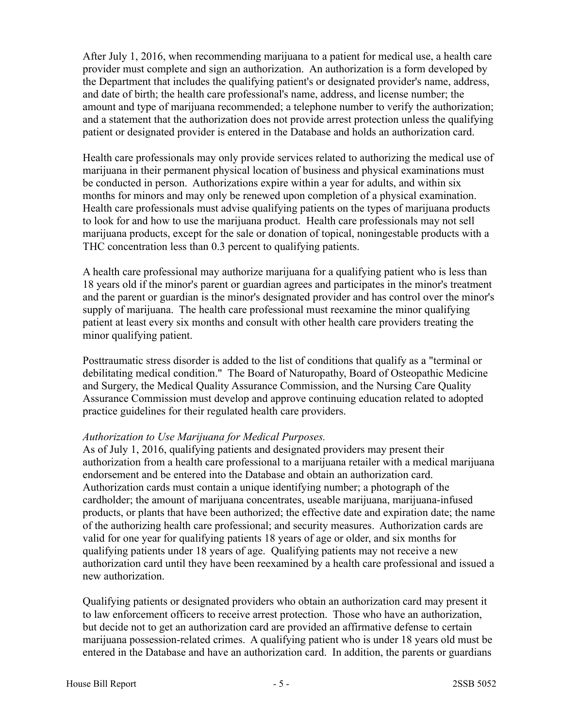After July 1, 2016, when recommending marijuana to a patient for medical use, a health care provider must complete and sign an authorization. An authorization is a form developed by the Department that includes the qualifying patient's or designated provider's name, address, and date of birth; the health care professional's name, address, and license number; the amount and type of marijuana recommended; a telephone number to verify the authorization; and a statement that the authorization does not provide arrest protection unless the qualifying patient or designated provider is entered in the Database and holds an authorization card.

Health care professionals may only provide services related to authorizing the medical use of marijuana in their permanent physical location of business and physical examinations must be conducted in person. Authorizations expire within a year for adults, and within six months for minors and may only be renewed upon completion of a physical examination. Health care professionals must advise qualifying patients on the types of marijuana products to look for and how to use the marijuana product. Health care professionals may not sell marijuana products, except for the sale or donation of topical, noningestable products with a THC concentration less than 0.3 percent to qualifying patients.

A health care professional may authorize marijuana for a qualifying patient who is less than 18 years old if the minor's parent or guardian agrees and participates in the minor's treatment and the parent or guardian is the minor's designated provider and has control over the minor's supply of marijuana. The health care professional must reexamine the minor qualifying patient at least every six months and consult with other health care providers treating the minor qualifying patient.

Posttraumatic stress disorder is added to the list of conditions that qualify as a "terminal or debilitating medical condition." The Board of Naturopathy, Board of Osteopathic Medicine and Surgery, the Medical Quality Assurance Commission, and the Nursing Care Quality Assurance Commission must develop and approve continuing education related to adopted practice guidelines for their regulated health care providers.

*Authorization to Use Marijuana for Medical Purposes.*
As of July 1, 2016, qualifying patients and designated providers may present their authorization from a health care professional to a marijuana retailer with a medical marijuana endorsement and be entered into the Database and obtain an authorization card. Authorization cards must contain a unique identifying number; a photograph of the cardholder; the amount of marijuana concentrates, useable marijuana, marijuana-infused products, or plants that have been authorized; the effective date and expiration date; the name of the authorizing health care professional; and security measures. Authorization cards are valid for one year for qualifying patients 18 years of age or older, and six months for qualifying patients under 18 years of age. Qualifying patients may not receive a new authorization card until they have been reexamined by a health care professional and issued a new authorization.

Qualifying patients or designated providers who obtain an authorization card may present it to law enforcement officers to receive arrest protection. Those who have an authorization, but decide not to get an authorization card are provided an affirmative defense to certain marijuana possession-related crimes. A qualifying patient who is under 18 years old must be entered in the Database and have an authorization card. In addition, the parents or guardians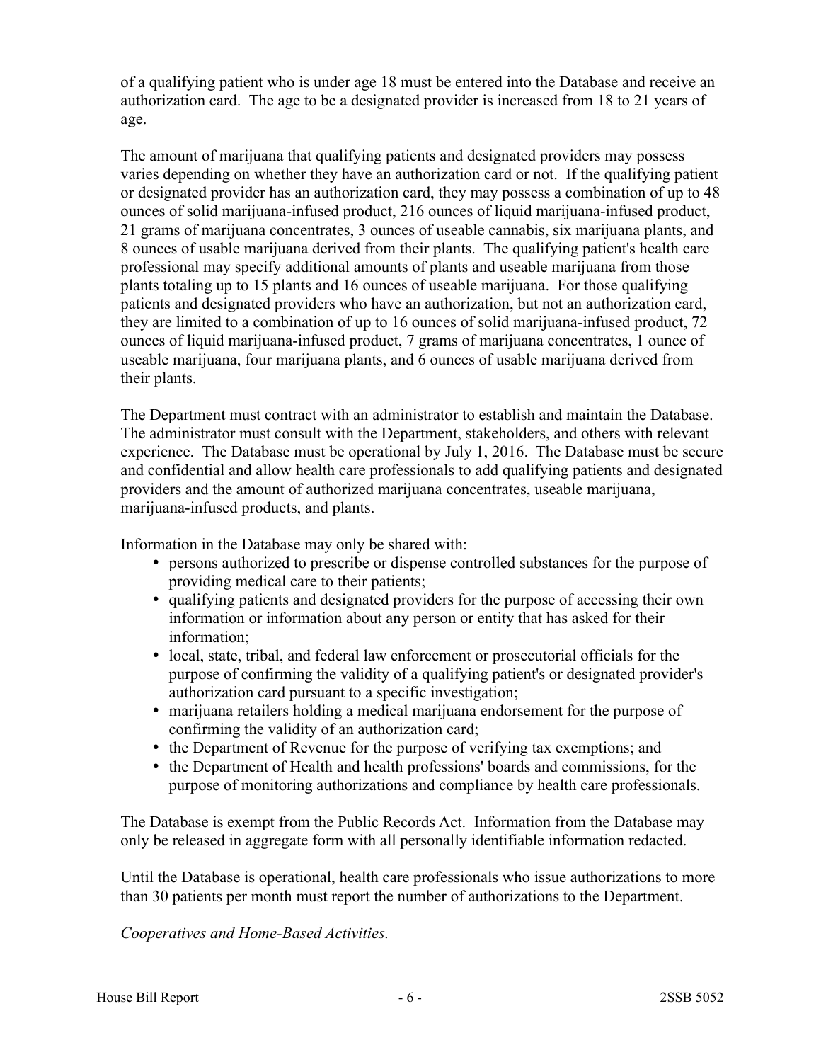of a qualifying patient who is under age 18 must be entered into the Database and receive an authorization card. The age to be a designated provider is increased from 18 to 21 years of age.

The amount of marijuana that qualifying patients and designated providers may possess varies depending on whether they have an authorization card or not. If the qualifying patient or designated provider has an authorization card, they may possess a combination of up to 48 ounces of solid marijuana-infused product, 216 ounces of liquid marijuana-infused product, 21 grams of marijuana concentrates, 3 ounces of useable cannabis, six marijuana plants, and 8 ounces of usable marijuana derived from their plants. The qualifying patient's health care professional may specify additional amounts of plants and useable marijuana from those plants totaling up to 15 plants and 16 ounces of useable marijuana. For those qualifying patients and designated providers who have an authorization, but not an authorization card, they are limited to a combination of up to 16 ounces of solid marijuana-infused product, 72 ounces of liquid marijuana-infused product, 7 grams of marijuana concentrates, 1 ounce of useable marijuana, four marijuana plants, and 6 ounces of usable marijuana derived from their plants.

The Department must contract with an administrator to establish and maintain the Database. The administrator must consult with the Department, stakeholders, and others with relevant experience. The Database must be operational by July 1, 2016. The Database must be secure and confidential and allow health care professionals to add qualifying patients and designated providers and the amount of authorized marijuana concentrates, useable marijuana, marijuana-infused products, and plants.

Information in the Database may only be shared with:

- persons authorized to prescribe or dispense controlled substances for the purpose of providing medical care to their patients;
- qualifying patients and designated providers for the purpose of accessing their own information or information about any person or entity that has asked for their information;
- local, state, tribal, and federal law enforcement or prosecutorial officials for the purpose of confirming the validity of a qualifying patient's or designated provider's authorization card pursuant to a specific investigation;
- marijuana retailers holding a medical marijuana endorsement for the purpose of confirming the validity of an authorization card;
- the Department of Revenue for the purpose of verifying tax exemptions; and
- the Department of Health and health professions' boards and commissions, for the purpose of monitoring authorizations and compliance by health care professionals.

The Database is exempt from the Public Records Act. Information from the Database may only be released in aggregate form with all personally identifiable information redacted.

Until the Database is operational, health care professionals who issue authorizations to more than 30 patients per month must report the number of authorizations to the Department.

*Cooperatives and Home-Based Activities.*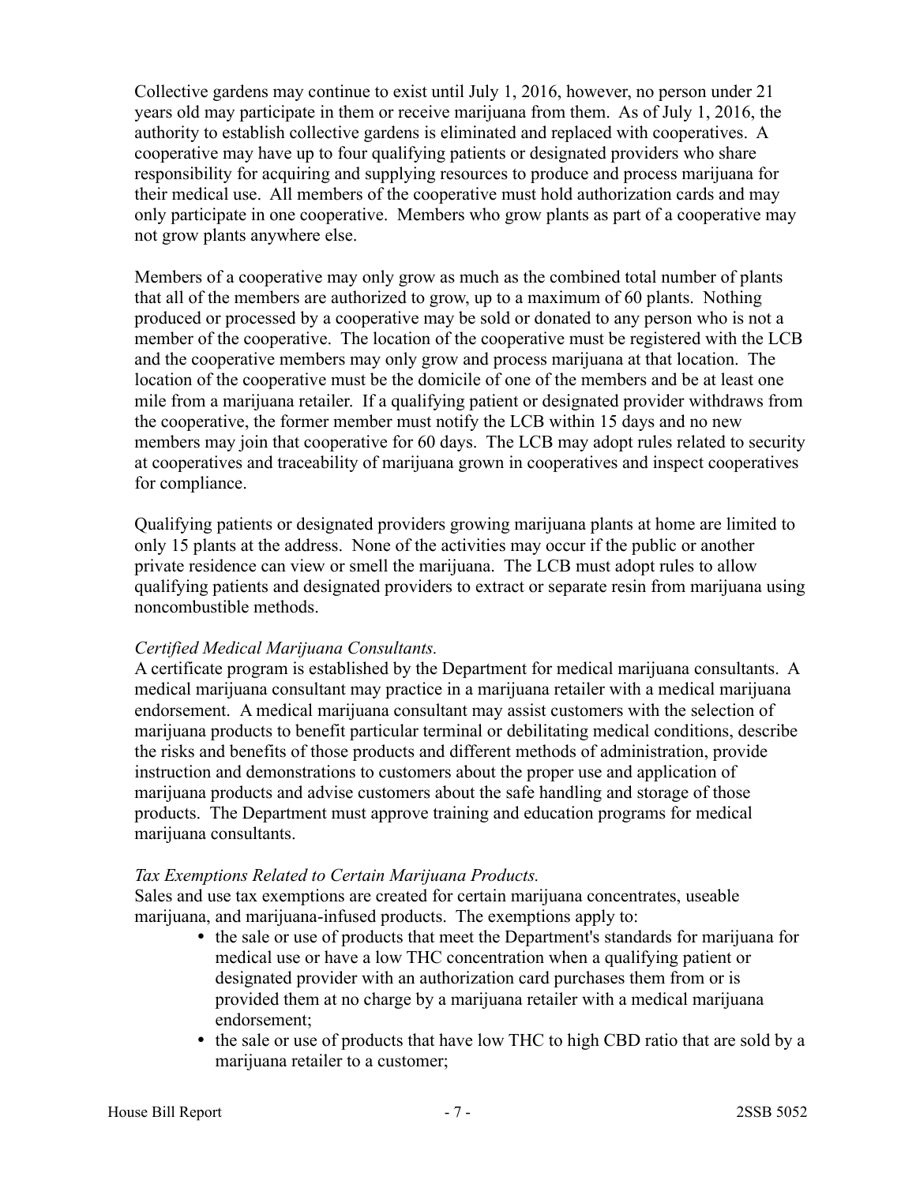Collective gardens may continue to exist until July 1, 2016, however, no person under 21 years old may participate in them or receive marijuana from them. As of July 1, 2016, the authority to establish collective gardens is eliminated and replaced with cooperatives. A cooperative may have up to four qualifying patients or designated providers who share responsibility for acquiring and supplying resources to produce and process marijuana for their medical use. All members of the cooperative must hold authorization cards and may only participate in one cooperative. Members who grow plants as part of a cooperative may not grow plants anywhere else.

Members of a cooperative may only grow as much as the combined total number of plants that all of the members are authorized to grow, up to a maximum of 60 plants. Nothing produced or processed by a cooperative may be sold or donated to any person who is not a member of the cooperative. The location of the cooperative must be registered with the LCB and the cooperative members may only grow and process marijuana at that location. The location of the cooperative must be the domicile of one of the members and be at least one mile from a marijuana retailer. If a qualifying patient or designated provider withdraws from the cooperative, the former member must notify the LCB within 15 days and no new members may join that cooperative for 60 days. The LCB may adopt rules related to security at cooperatives and traceability of marijuana grown in cooperatives and inspect cooperatives for compliance.

Qualifying patients or designated providers growing marijuana plants at home are limited to only 15 plants at the address. None of the activities may occur if the public or another private residence can view or smell the marijuana. The LCB must adopt rules to allow qualifying patients and designated providers to extract or separate resin from marijuana using noncombustible methods.

*Certified Medical Marijuana Consultants.*
A certificate program is established by the Department for medical marijuana consultants. A medical marijuana consultant may practice in a marijuana retailer with a medical marijuana endorsement. A medical marijuana consultant may assist customers with the selection of marijuana products to benefit particular terminal or debilitating medical conditions, describe the risks and benefits of those products and different methods of administration, provide instruction and demonstrations to customers about the proper use and application of marijuana products and advise customers about the safe handling and storage of those products. The Department must approve training and education programs for medical marijuana consultants.

*Tax Exemptions Related to Certain Marijuana Products.*
Sales and use tax exemptions are created for certain marijuana concentrates, useable marijuana, and marijuana-infused products. The exemptions apply to:

- the sale or use of products that meet the Department's standards for marijuana for medical use or have a low THC concentration when a qualifying patient or designated provider with an authorization card purchases them from or is provided them at no charge by a marijuana retailer with a medical marijuana endorsement;
- the sale or use of products that have low THC to high CBD ratio that are sold by a marijuana retailer to a customer;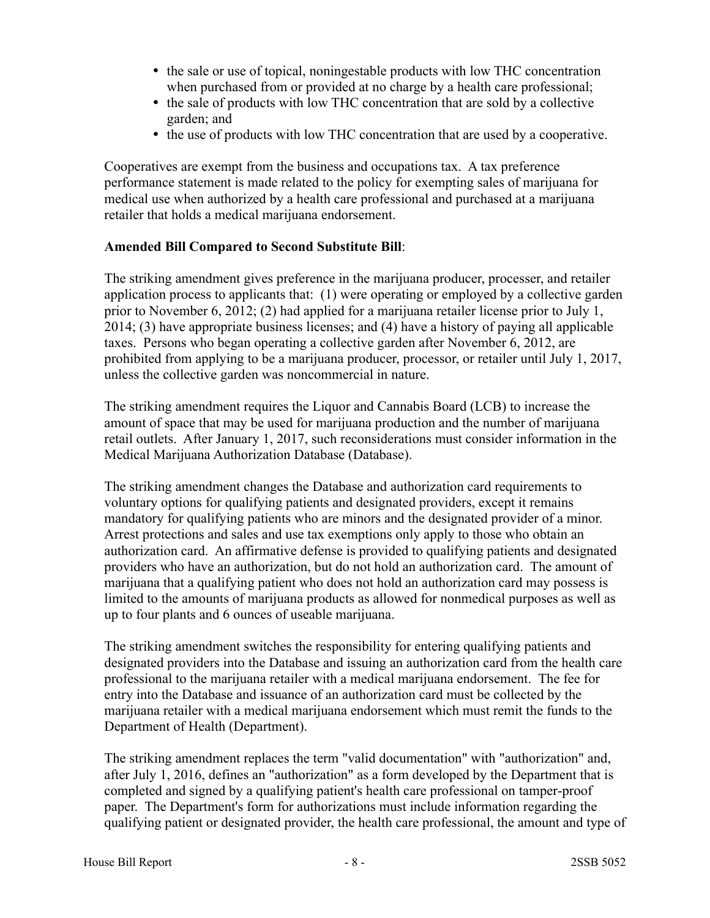- the sale or use of topical, noningestable products with low THC concentration when purchased from or provided at no charge by a health care professional;
- the sale of products with low THC concentration that are sold by a collective garden; and
- the use of products with low THC concentration that are used by a cooperative.

Cooperatives are exempt from the business and occupations tax. A tax preference performance statement is made related to the policy for exempting sales of marijuana for medical use when authorized by a health care professional and purchased at a marijuana retailer that holds a medical marijuana endorsement.

**Amended Bill Compared to Second Substitute Bill**:

The striking amendment gives preference in the marijuana producer, processer, and retailer application process to applicants that: (1) were operating or employed by a collective garden prior to November 6, 2012; (2) had applied for a marijuana retailer license prior to July 1, 2014; (3) have appropriate business licenses; and (4) have a history of paying all applicable taxes. Persons who began operating a collective garden after November 6, 2012, are prohibited from applying to be a marijuana producer, processor, or retailer until July 1, 2017, unless the collective garden was noncommercial in nature.

The striking amendment requires the Liquor and Cannabis Board (LCB) to increase the amount of space that may be used for marijuana production and the number of marijuana retail outlets. After January 1, 2017, such reconsiderations must consider information in the Medical Marijuana Authorization Database (Database).

The striking amendment changes the Database and authorization card requirements to voluntary options for qualifying patients and designated providers, except it remains mandatory for qualifying patients who are minors and the designated provider of a minor. Arrest protections and sales and use tax exemptions only apply to those who obtain an authorization card. An affirmative defense is provided to qualifying patients and designated providers who have an authorization, but do not hold an authorization card. The amount of marijuana that a qualifying patient who does not hold an authorization card may possess is limited to the amounts of marijuana products as allowed for nonmedical purposes as well as up to four plants and 6 ounces of useable marijuana.

The striking amendment switches the responsibility for entering qualifying patients and designated providers into the Database and issuing an authorization card from the health care professional to the marijuana retailer with a medical marijuana endorsement. The fee for entry into the Database and issuance of an authorization card must be collected by the marijuana retailer with a medical marijuana endorsement which must remit the funds to the Department of Health (Department).

The striking amendment replaces the term "valid documentation" with "authorization" and, after July 1, 2016, defines an "authorization" as a form developed by the Department that is completed and signed by a qualifying patient's health care professional on tamper-proof paper. The Department's form for authorizations must include information regarding the qualifying patient or designated provider, the health care professional, the amount and type of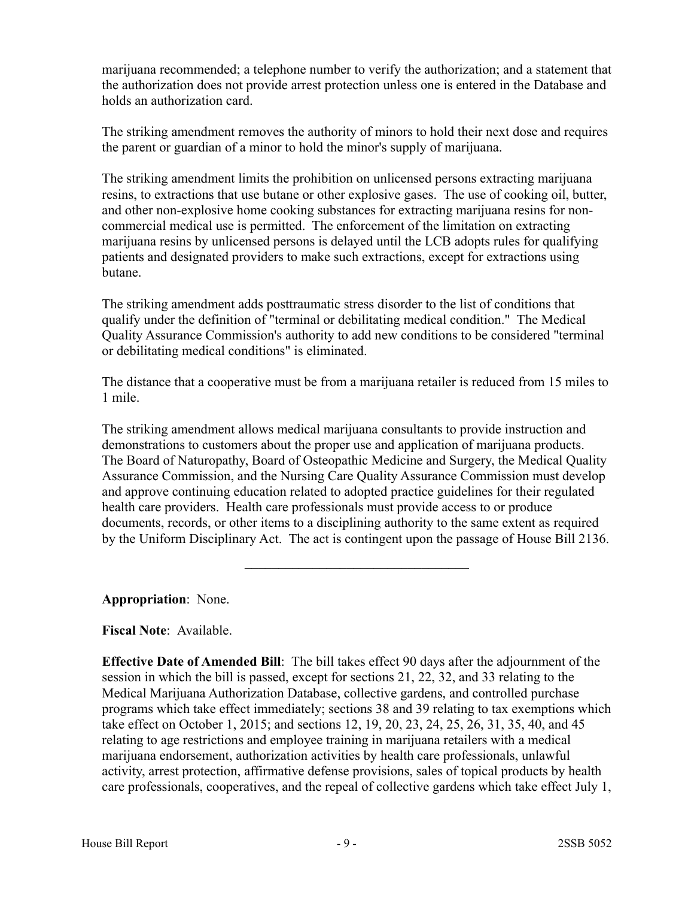marijuana recommended; a telephone number to verify the authorization; and a statement that the authorization does not provide arrest protection unless one is entered in the Database and holds an authorization card.

The striking amendment removes the authority of minors to hold their next dose and requires the parent or guardian of a minor to hold the minor's supply of marijuana.

The striking amendment limits the prohibition on unlicensed persons extracting marijuana resins, to extractions that use butane or other explosive gases. The use of cooking oil, butter, and other non-explosive home cooking substances for extracting marijuana resins for non-commercial medical use is permitted. The enforcement of the limitation on extracting marijuana resins by unlicensed persons is delayed until the LCB adopts rules for qualifying patients and designated providers to make such extractions, except for extractions using butane.

The striking amendment adds posttraumatic stress disorder to the list of conditions that qualify under the definition of "terminal or debilitating medical condition." The Medical Quality Assurance Commission's authority to add new conditions to be considered "terminal or debilitating medical conditions" is eliminated.

The distance that a cooperative must be from a marijuana retailer is reduced from 15 miles to 1 mile.

The striking amendment allows medical marijuana consultants to provide instruction and demonstrations to customers about the proper use and application of marijuana products. The Board of Naturopathy, Board of Osteopathic Medicine and Surgery, the Medical Quality Assurance Commission, and the Nursing Care Quality Assurance Commission must develop and approve continuing education related to adopted practice guidelines for their regulated health care providers. Health care professionals must provide access to or produce documents, records, or other items to a disciplining authority to the same extent as required by the Uniform Disciplinary Act. The act is contingent upon the passage of House Bill 2136.

---

**Appropriation**: None.

**Fiscal Note**: Available.

**Effective Date of Amended Bill**: The bill takes effect 90 days after the adjournment of the session in which the bill is passed, except for sections 21, 22, 32, and 33 relating to the Medical Marijuana Authorization Database, collective gardens, and controlled purchase programs which take effect immediately; sections 38 and 39 relating to tax exemptions which take effect on October 1, 2015; and sections 12, 19, 20, 23, 24, 25, 26, 31, 35, 40, and 45 relating to age restrictions and employee training in marijuana retailers with a medical marijuana endorsement, authorization activities by health care professionals, unlawful activity, arrest protection, affirmative defense provisions, sales of topical products by health care professionals, cooperatives, and the repeal of collective gardens which take effect July 1,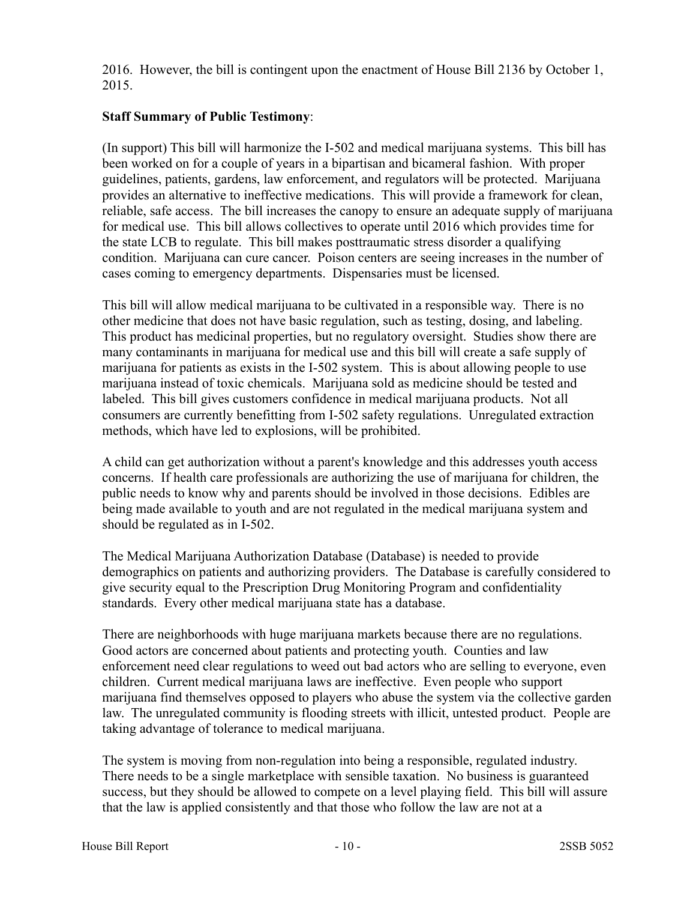2016. However, the bill is contingent upon the enactment of House Bill 2136 by October 1, 2015.

**Staff Summary of Public Testimony**:

(In support) This bill will harmonize the I-502 and medical marijuana systems. This bill has been worked on for a couple of years in a bipartisan and bicameral fashion. With proper guidelines, patients, gardens, law enforcement, and regulators will be protected. Marijuana provides an alternative to ineffective medications. This will provide a framework for clean, reliable, safe access. The bill increases the canopy to ensure an adequate supply of marijuana for medical use. This bill allows collectives to operate until 2016 which provides time for the state LCB to regulate. This bill makes posttraumatic stress disorder a qualifying condition. Marijuana can cure cancer. Poison centers are seeing increases in the number of cases coming to emergency departments. Dispensaries must be licensed.

This bill will allow medical marijuana to be cultivated in a responsible way. There is no other medicine that does not have basic regulation, such as testing, dosing, and labeling. This product has medicinal properties, but no regulatory oversight. Studies show there are many contaminants in marijuana for medical use and this bill will create a safe supply of marijuana for patients as exists in the I-502 system. This is about allowing people to use marijuana instead of toxic chemicals. Marijuana sold as medicine should be tested and labeled. This bill gives customers confidence in medical marijuana products. Not all consumers are currently benefitting from I-502 safety regulations. Unregulated extraction methods, which have led to explosions, will be prohibited.

A child can get authorization without a parent's knowledge and this addresses youth access concerns. If health care professionals are authorizing the use of marijuana for children, the public needs to know why and parents should be involved in those decisions. Edibles are being made available to youth and are not regulated in the medical marijuana system and should be regulated as in I-502.

The Medical Marijuana Authorization Database (Database) is needed to provide demographics on patients and authorizing providers. The Database is carefully considered to give security equal to the Prescription Drug Monitoring Program and confidentiality standards. Every other medical marijuana state has a database.

There are neighborhoods with huge marijuana markets because there are no regulations. Good actors are concerned about patients and protecting youth. Counties and law enforcement need clear regulations to weed out bad actors who are selling to everyone, even children. Current medical marijuana laws are ineffective. Even people who support marijuana find themselves opposed to players who abuse the system via the collective garden law. The unregulated community is flooding streets with illicit, untested product. People are taking advantage of tolerance to medical marijuana.

The system is moving from non-regulation into being a responsible, regulated industry. There needs to be a single marketplace with sensible taxation. No business is guaranteed success, but they should be allowed to compete on a level playing field. This bill will assure that the law is applied consistently and that those who follow the law are not at a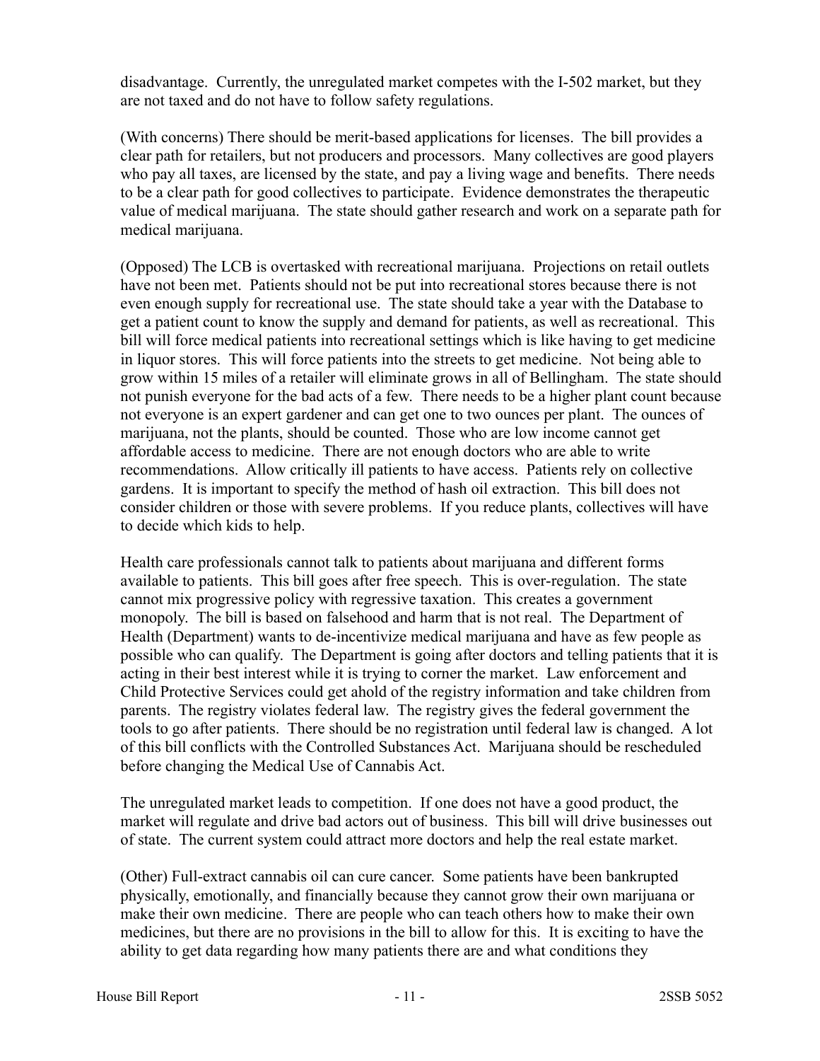disadvantage. Currently, the unregulated market competes with the I-502 market, but they are not taxed and do not have to follow safety regulations.

(With concerns) There should be merit-based applications for licenses. The bill provides a clear path for retailers, but not producers and processors. Many collectives are good players who pay all taxes, are licensed by the state, and pay a living wage and benefits. There needs to be a clear path for good collectives to participate. Evidence demonstrates the therapeutic value of medical marijuana. The state should gather research and work on a separate path for medical marijuana.

(Opposed) The LCB is overtasked with recreational marijuana. Projections on retail outlets have not been met. Patients should not be put into recreational stores because there is not even enough supply for recreational use. The state should take a year with the Database to get a patient count to know the supply and demand for patients, as well as recreational. This bill will force medical patients into recreational settings which is like having to get medicine in liquor stores. This will force patients into the streets to get medicine. Not being able to grow within 15 miles of a retailer will eliminate grows in all of Bellingham. The state should not punish everyone for the bad acts of a few. There needs to be a higher plant count because not everyone is an expert gardener and can get one to two ounces per plant. The ounces of marijuana, not the plants, should be counted. Those who are low income cannot get affordable access to medicine. There are not enough doctors who are able to write recommendations. Allow critically ill patients to have access. Patients rely on collective gardens. It is important to specify the method of hash oil extraction. This bill does not consider children or those with severe problems. If you reduce plants, collectives will have to decide which kids to help.

Health care professionals cannot talk to patients about marijuana and different forms available to patients. This bill goes after free speech. This is over-regulation. The state cannot mix progressive policy with regressive taxation. This creates a government monopoly. The bill is based on falsehood and harm that is not real. The Department of Health (Department) wants to de-incentivize medical marijuana and have as few people as possible who can qualify. The Department is going after doctors and telling patients that it is acting in their best interest while it is trying to corner the market. Law enforcement and Child Protective Services could get ahold of the registry information and take children from parents. The registry violates federal law. The registry gives the federal government the tools to go after patients. There should be no registration until federal law is changed. A lot of this bill conflicts with the Controlled Substances Act. Marijuana should be rescheduled before changing the Medical Use of Cannabis Act.

The unregulated market leads to competition. If one does not have a good product, the market will regulate and drive bad actors out of business. This bill will drive businesses out of state. The current system could attract more doctors and help the real estate market.

(Other) Full-extract cannabis oil can cure cancer. Some patients have been bankrupted physically, emotionally, and financially because they cannot grow their own marijuana or make their own medicine. There are people who can teach others how to make their own medicines, but there are no provisions in the bill to allow for this. It is exciting to have the ability to get data regarding how many patients there are and what conditions they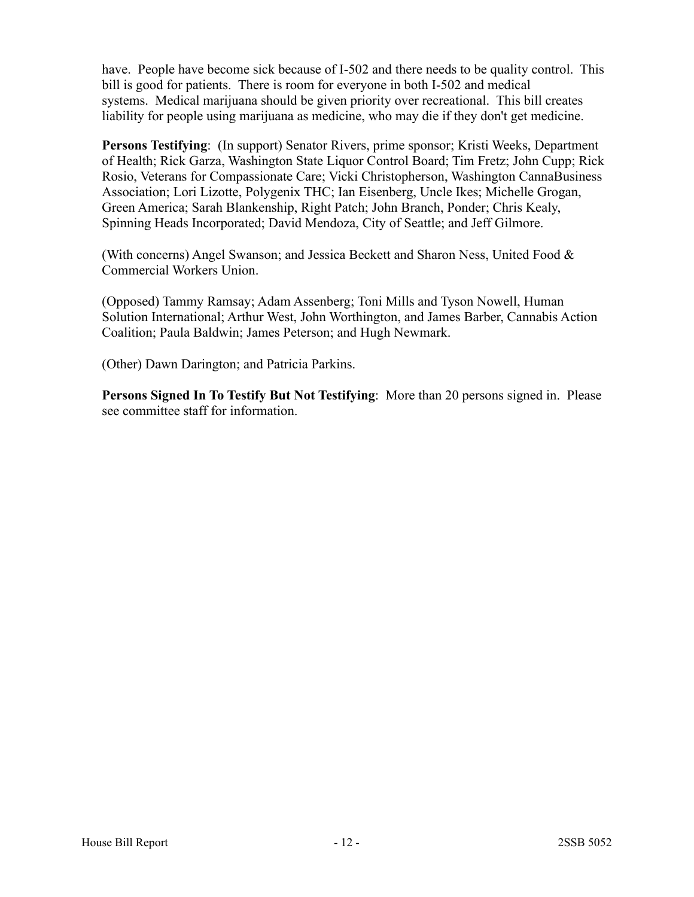have. People have become sick because of I-502 and there needs to be quality control. This bill is good for patients. There is room for everyone in both I-502 and medical systems. Medical marijuana should be given priority over recreational. This bill creates liability for people using marijuana as medicine, who may die if they don't get medicine.

**Persons Testifying**: (In support) Senator Rivers, prime sponsor; Kristi Weeks, Department of Health; Rick Garza, Washington State Liquor Control Board; Tim Fretz; John Cupp; Rick Rosio, Veterans for Compassionate Care; Vicki Christopherson, Washington CannaBusiness Association; Lori Lizotte, Polygenix THC; Ian Eisenberg, Uncle Ikes; Michelle Grogan, Green America; Sarah Blankenship, Right Patch; John Branch, Ponder; Chris Kealy, Spinning Heads Incorporated; David Mendoza, City of Seattle; and Jeff Gilmore.

(With concerns) Angel Swanson; and Jessica Beckett and Sharon Ness, United Food & Commercial Workers Union.

(Opposed) Tammy Ramsay; Adam Assenberg; Toni Mills and Tyson Nowell, Human Solution International; Arthur West, John Worthington, and James Barber, Cannabis Action Coalition; Paula Baldwin; James Peterson; and Hugh Newmark.

(Other) Dawn Darington; and Patricia Parkins.

**Persons Signed In To Testify But Not Testifying**: More than 20 persons signed in. Please see committee staff for information.